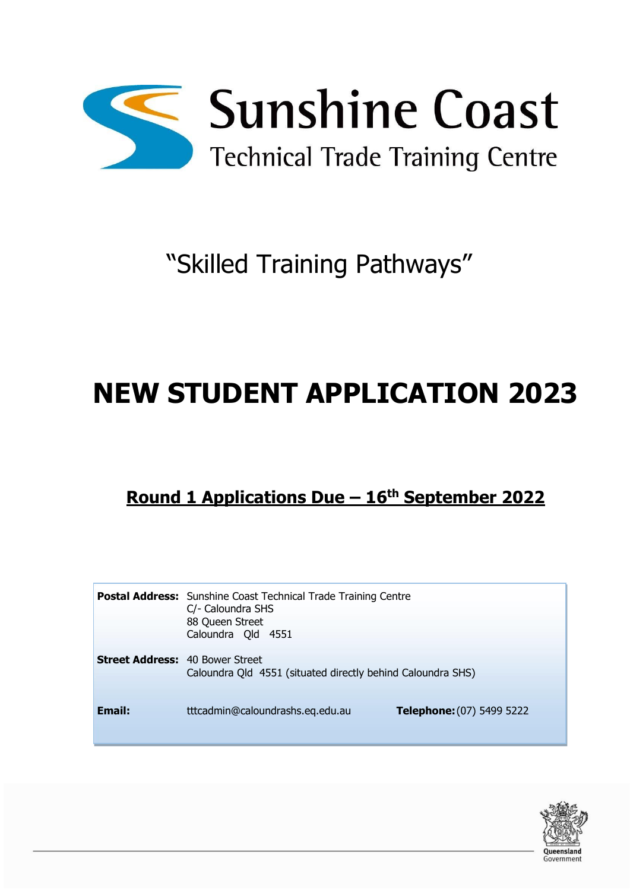# Sunshine Coast

## Technical Trade Training Centre

"Skilled Training Pathways"

# NEW STUDENT APPLICATION 2023

**Round 1 Applications Due – 16th September 2022**

| | | | |
|---|---|---|---|
| **Postal Address:** | Sunshine Coast Technical Trade Training Centre<br>C/- Caloundra SHS<br>88 Queen Street<br>Caloundra Qld 4551 | | |
| **Street Address:** | 40 Bower Street<br>Caloundra Qld 4551 (situated directly behind Caloundra SHS) | | |
| **Email:** | tttcadmin@caloundrashs.eq.edu.au | **Telephone:** | (07) 5499 5222 |

Queensland Government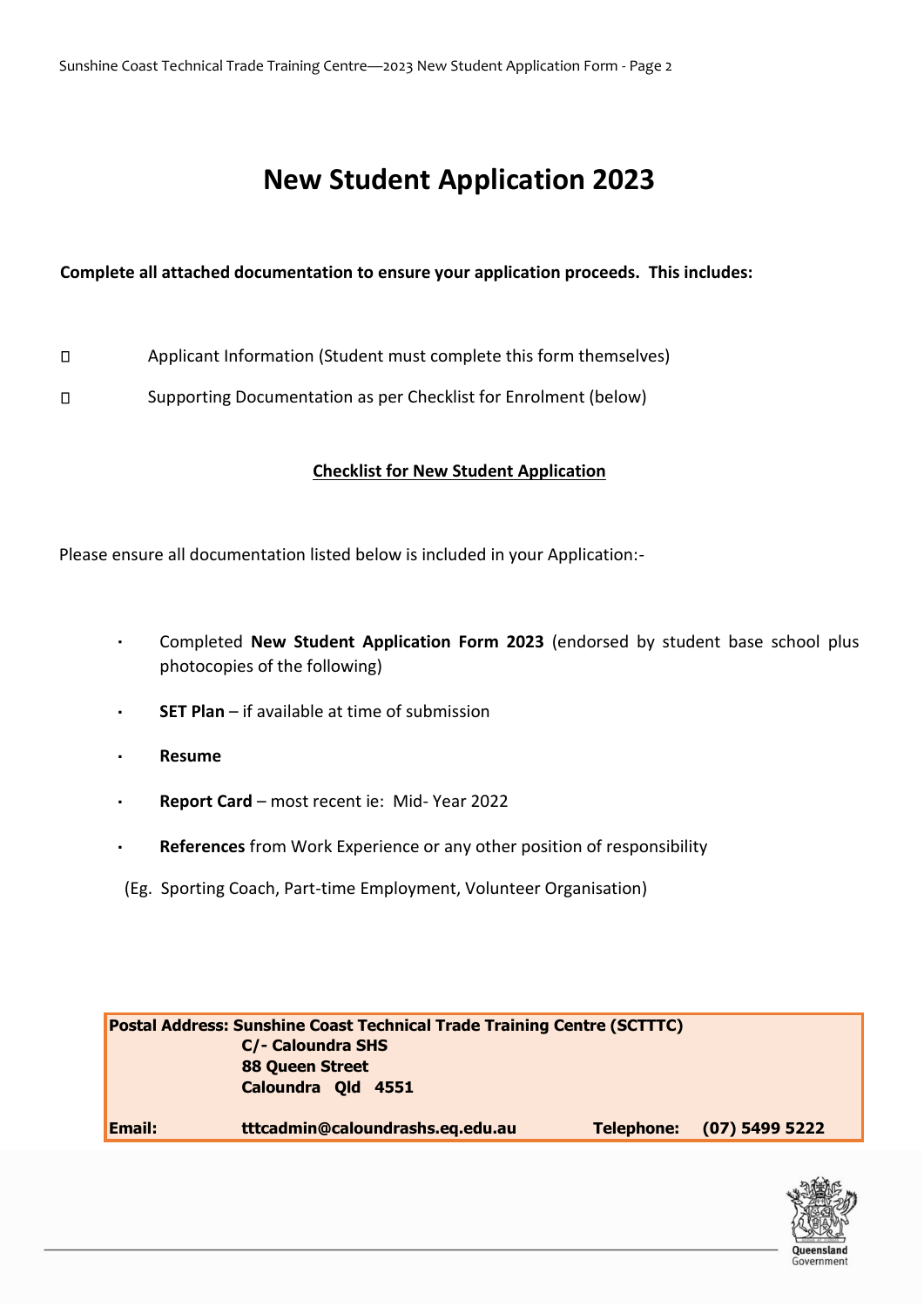# New Student Application 2023

**Complete all attached documentation to ensure your application proceeds.  This includes:**

- [ ] Applicant Information (Student must complete this form themselves)
- [ ] Supporting Documentation as per Checklist for Enrolment (below)

**<u>Checklist for New Student Application</u>**

Please ensure all documentation listed below is included in your Application:-

- Completed **New Student Application Form 2023** (endorsed by student base school plus photocopies of the following)
- **SET Plan** – if available at time of submission
- **Resume**
- **Report Card** – most recent ie:  Mid- Year 2022
- **References** from Work Experience or any other position of responsibility

  (Eg.  Sporting Coach, Part-time Employment, Volunteer Organisation)

| | | | |
|---|---|---|---|
| **Postal Address:** | **Sunshine Coast Technical Trade Training Centre (SCTTTC)<br>C/- Caloundra SHS<br>88 Queen Street<br>Caloundra  Qld  4551** | | |
| **Email:** | **tttcadmin@caloundrashs.eq.edu.au** | **Telephone:** | **(07) 5499 5222** |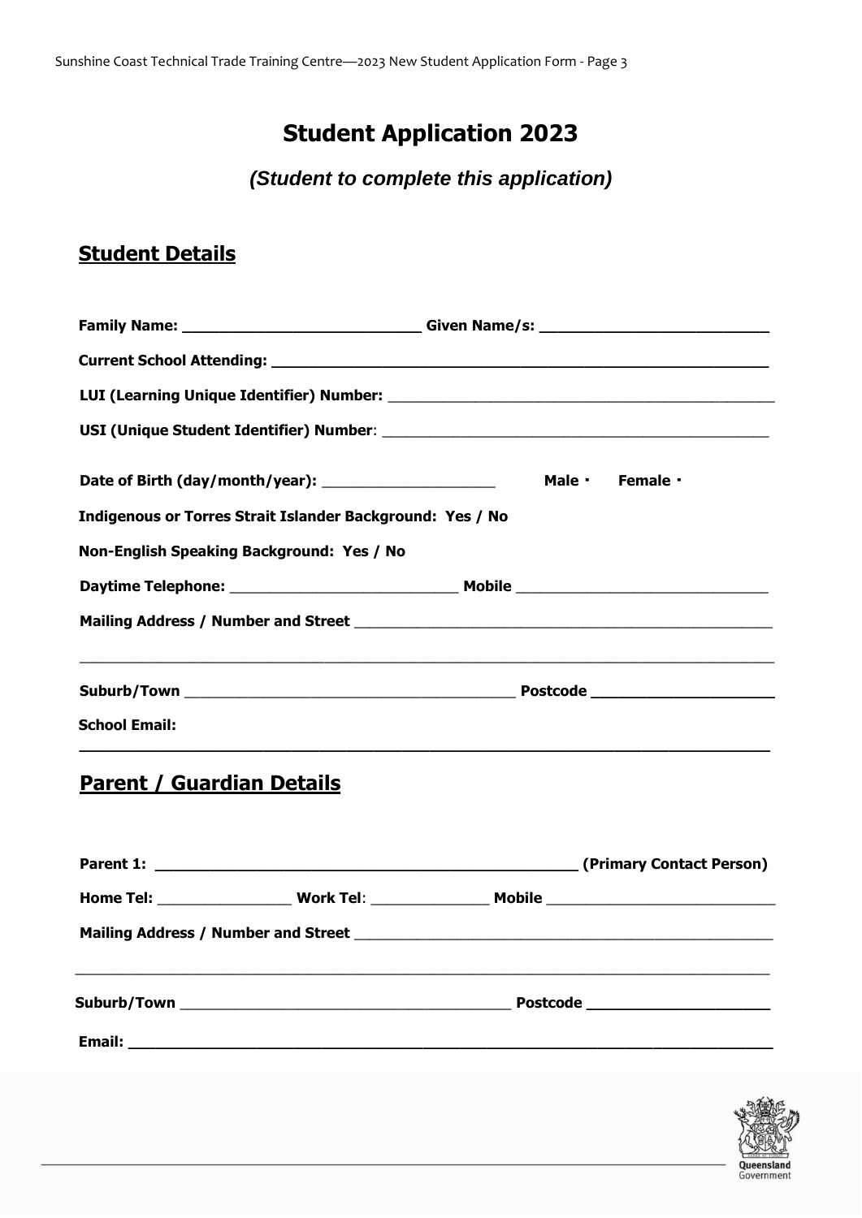# Student Application 2023

***(Student to complete this application)***

## Student Details

**Family Name:** ____________________________ **Given Name/s:** ___________________________

**Current School Attending:** __________________________________________________________

**LUI (Learning Unique Identifier) Number:** ____________________________________________

**USI (Unique Student Identifier) Number**: _____________________________________________

**Date of Birth (day/month/year):** ____________________ **Male ▫ Female ▫**

**Indigenous or Torres Strait Islander Background: Yes / No**

**Non-English Speaking Background: Yes / No**

**Daytime Telephone:** ___________________________ **Mobile** _____________________________

**Mailing Address / Number and Street** __________________________________________________

______________________________________________________________________________

**Suburb/Town** _______________________________________ **Postcode** ____________________

**School Email:**

______________________________________________________________________________

## Parent / Guardian Details

**Parent 1:** _________________________________________________ **(Primary Contact Person)**

**Home Tel:** _______________ **Work Tel**: _____________ **Mobile** ___________________________

**Mailing Address / Number and Street** __________________________________________________

______________________________________________________________________________

**Suburb/Town** _______________________________________ **Postcode** ____________________

**Email:** _______________________________________________________________________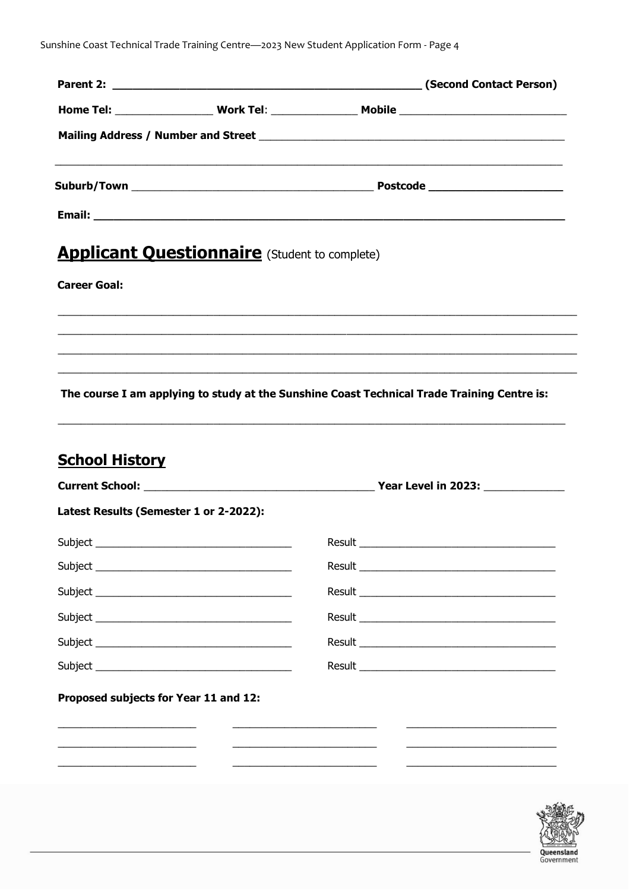**Parent 2:** ______________________________________________ **(Second Contact Person)**

**Home Tel:** _______________ **Work Tel**: ______________ **Mobile** __________________________

**Mailing Address / Number and Street** ______________________________________________

______________________________________________________________________________

**Suburb/Town** ______________________________________ **Postcode** ____________________

**Email:** ____________________________________________________________________________

## Applicant Questionnaire (Student to complete)

**Career Goal:**

______________________________________________________________________________

______________________________________________________________________________

______________________________________________________________________________

______________________________________________________________________________

**The course I am applying to study at the Sunshine Coast Technical Trade Training Centre is:**

______________________________________________________________________________

## School History

**Current School:** ____________________________________ **Year Level in 2023:** _____________

**Latest Results (Semester 1 or 2-2022):**

Subject _________________________________ Result _________________________________

Subject _________________________________ Result _________________________________

Subject _________________________________ Result _________________________________

Subject _________________________________ Result _________________________________

Subject _________________________________ Result _________________________________

Subject _________________________________ Result _________________________________

**Proposed subjects for Year 11 and 12:**

______________________ ______________________ ______________________

______________________ ______________________ ______________________

______________________ ______________________ ______________________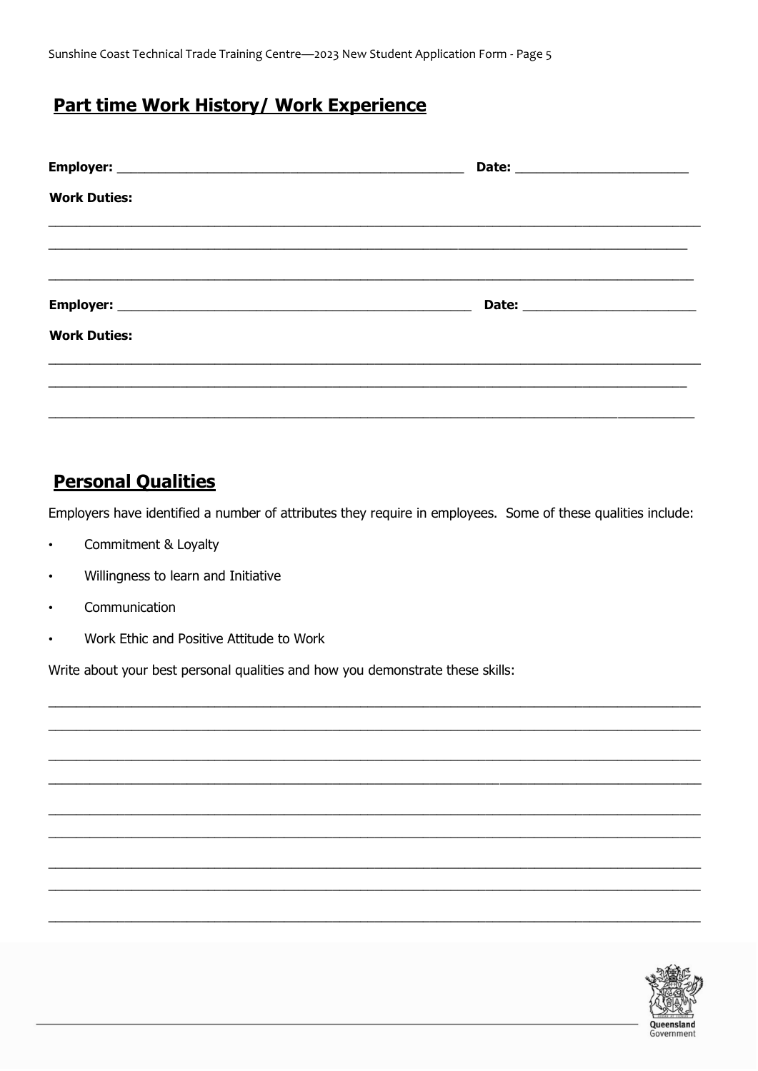## Part time Work History/ Work Experience

**Employer:** ______________________________ **Date:** ____________________

**Work Duties:**

___________________________________________________________________________

___________________________________________________________________________

___________________________________________________________________________

**Employer:** ______________________________ **Date:** ____________________

**Work Duties:**

___________________________________________________________________________

___________________________________________________________________________

___________________________________________________________________________

## Personal Qualities

Employers have identified a number of attributes they require in employees. Some of these qualities include:

- Commitment & Loyalty
- Willingness to learn and Initiative
- Communication
- Work Ethic and Positive Attitude to Work

Write about your best personal qualities and how you demonstrate these skills:

___________________________________________________________________________

___________________________________________________________________________

___________________________________________________________________________

___________________________________________________________________________

___________________________________________________________________________

___________________________________________________________________________

___________________________________________________________________________

___________________________________________________________________________

___________________________________________________________________________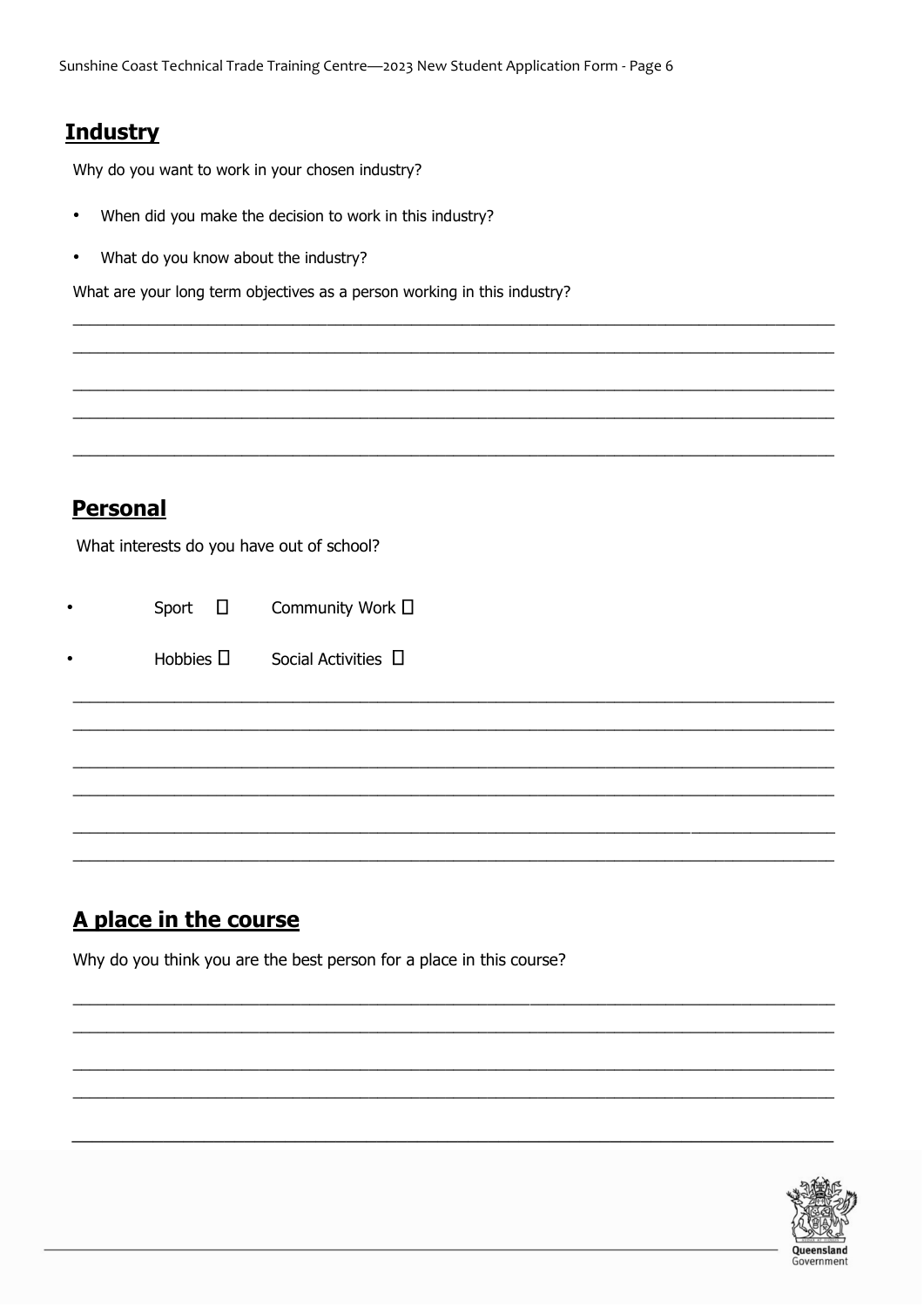## Industry

Why do you want to work in your chosen industry?

- When did you make the decision to work in this industry?
- What do you know about the industry?

What are your long term objectives as a person working in this industry?

______________________________________________________________________________

______________________________________________________________________________

______________________________________________________________________________

______________________________________________________________________________

______________________________________________________________________________

## Personal

What interests do you have out of school?

- Sport ☐ Community Work ☐
- Hobbies ☐ Social Activities ☐

______________________________________________________________________________

______________________________________________________________________________

______________________________________________________________________________

______________________________________________________________________________

______________________________________________________________________________

______________________________________________________________________________

## A place in the course

Why do you think you are the best person for a place in this course?

______________________________________________________________________________

______________________________________________________________________________

______________________________________________________________________________

______________________________________________________________________________

______________________________________________________________________________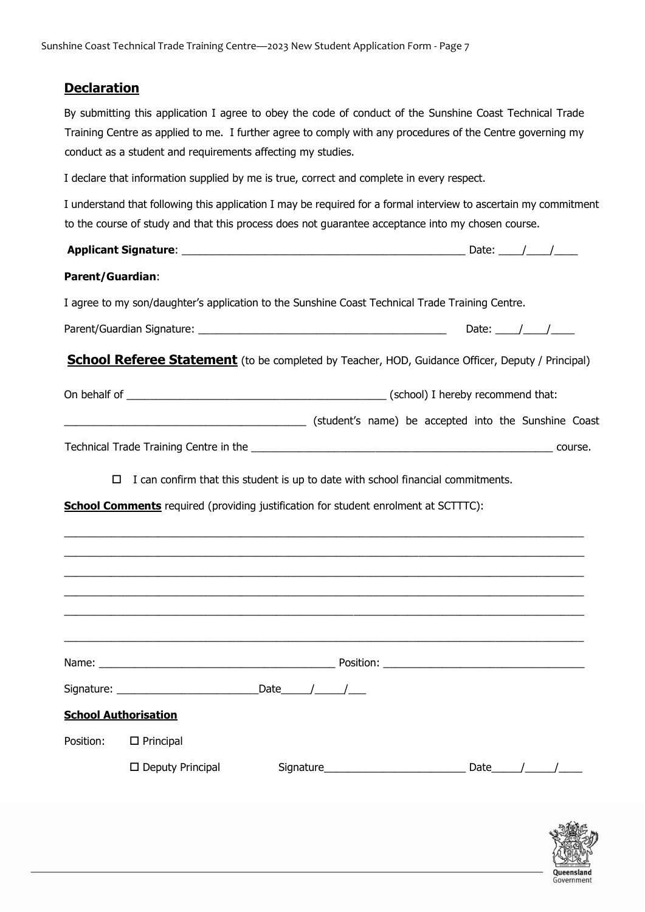## Declaration

By submitting this application I agree to obey the code of conduct of the Sunshine Coast Technical Trade Training Centre as applied to me. I further agree to comply with any procedures of the Centre governing my conduct as a student and requirements affecting my studies.

I declare that information supplied by me is true, correct and complete in every respect.

I understand that following this application I may be required for a formal interview to ascertain my commitment to the course of study and that this process does not guarantee acceptance into my chosen course.

**Applicant Signature**: ______________________________________________ Date: ____/____/____

**Parent/Guardian**:

I agree to my son/daughter's application to the Sunshine Coast Technical Trade Training Centre.

Parent/Guardian Signature: ________________________________________ Date: ____/____/____

## School Referee Statement (to be completed by Teacher, HOD, Guidance Officer, Deputy / Principal)

On behalf of ___________________________________________ (school) I hereby recommend that:

________________________________________ (student's name) be accepted into the Sunshine Coast Technical Trade Training Centre in the ________________________________________________ course.

☐ I can confirm that this student is up to date with school financial commitments.

**School Comments** required (providing justification for student enrolment at SCTTTC):

______________________________________________________________________________________

______________________________________________________________________________________

______________________________________________________________________________________

______________________________________________________________________________________

______________________________________________________________________________________

______________________________________________________________________________________

Name: ______________________________________ Position: __________________________________

Signature: _______________________Date_____/_____/___

**School Authorisation**

Position: ☐ Principal

☐ Deputy Principal Signature_______________________ Date_____/_____/____